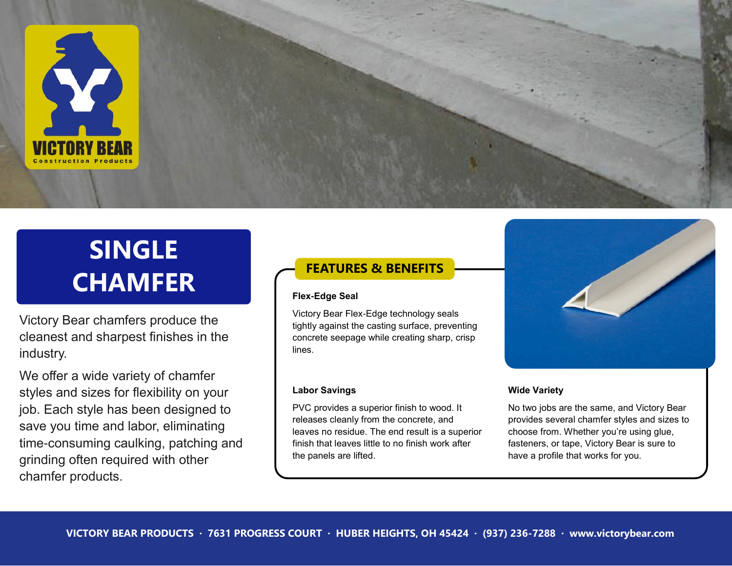VICTORY BEAR
Construction Products

# SINGLE CHAMFER

Victory Bear chamfers produce the cleanest and sharpest finishes in the industry.

We offer a wide variety of chamfer styles and sizes for flexibility on your job. Each style has been designed to save you time and labor, eliminating time-consuming caulking, patching and grinding often required with other chamfer products.

## FEATURES & BENEFITS

**Flex-Edge Seal**

Victory Bear Flex-Edge technology seals tightly against the casting surface, preventing concrete seepage while creating sharp, crisp lines.

**Labor Savings**

PVC provides a superior finish to wood. It releases cleanly from the concrete, and leaves no residue. The end result is a superior finish that leaves little to no finish work after the panels are lifted.

**Wide Variety**

No two jobs are the same, and Victory Bear provides several chamfer styles and sizes to choose from. Whether you're using glue, fasteners, or tape, Victory Bear is sure to have a profile that works for you.

**VICTORY BEAR PRODUCTS · 7631 PROGRESS COURT · HUBER HEIGHTS, OH 45424 · (937) 236-7288 · www.victorybear.com**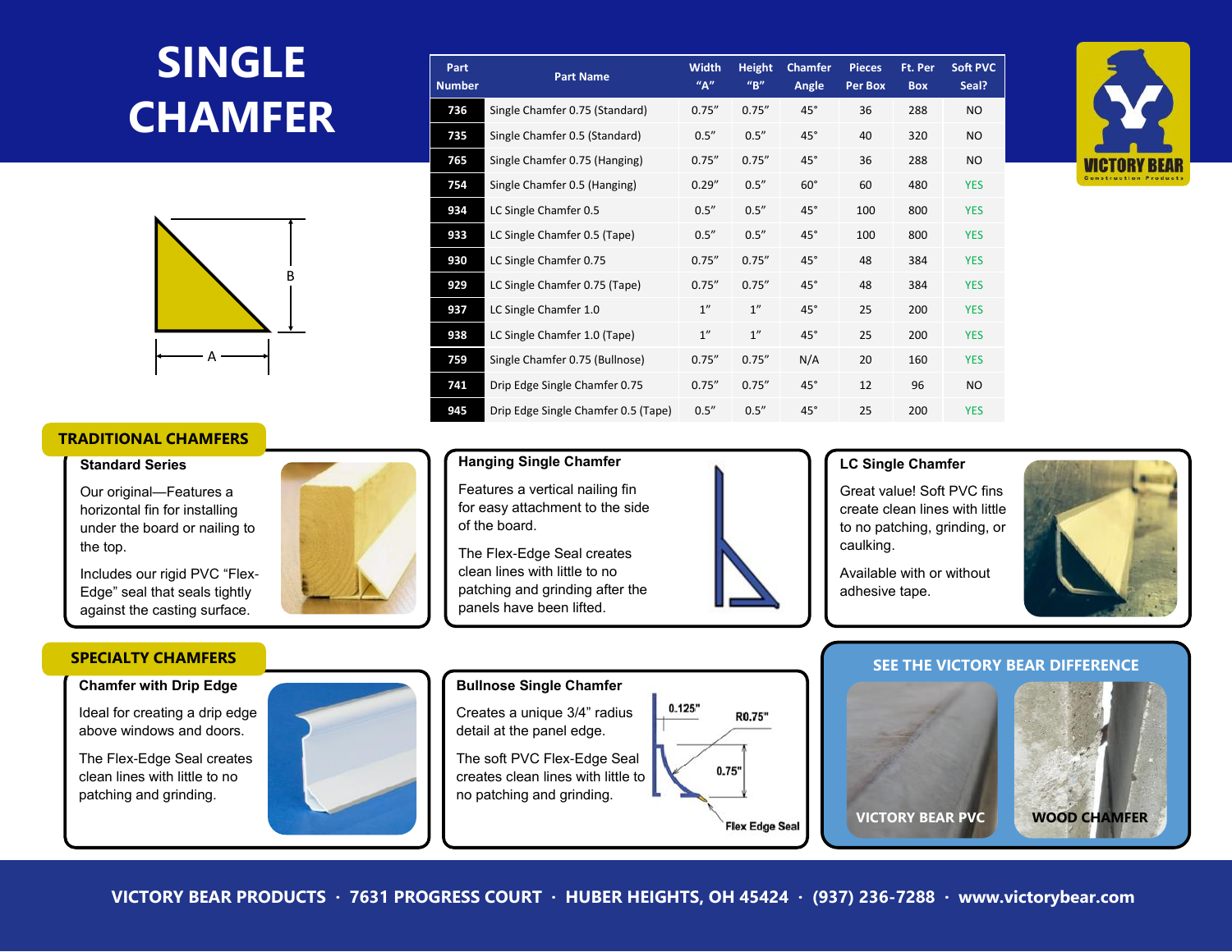# SINGLE CHAMFER

| Part Number | Part Name | Width "A" | Height "B" | Chamfer Angle | Pieces Per Box | Ft. Per Box | Soft PVC Seal? |
|---|---|---|---|---|---|---|---|
| 736 | Single Chamfer 0.75 (Standard) | 0.75″ | 0.75″ | 45° | 36 | 288 | NO |
| 735 | Single Chamfer 0.5 (Standard) | 0.5″ | 0.5″ | 45° | 40 | 320 | NO |
| 765 | Single Chamfer 0.75 (Hanging) | 0.75″ | 0.75″ | 45° | 36 | 288 | NO |
| 754 | Single Chamfer 0.5 (Hanging) | 0.29″ | 0.5″ | 60° | 60 | 480 | YES |
| 934 | LC Single Chamfer 0.5 | 0.5″ | 0.5″ | 45° | 100 | 800 | YES |
| 933 | LC Single Chamfer 0.5 (Tape) | 0.5″ | 0.5″ | 45° | 100 | 800 | YES |
| 930 | LC Single Chamfer 0.75 | 0.75″ | 0.75″ | 45° | 48 | 384 | YES |
| 929 | LC Single Chamfer 0.75 (Tape) | 0.75″ | 0.75″ | 45° | 48 | 384 | YES |
| 937 | LC Single Chamfer 1.0 | 1″ | 1″ | 45° | 25 | 200 | YES |
| 938 | LC Single Chamfer 1.0 (Tape) | 1″ | 1″ | 45° | 25 | 200 | YES |
| 759 | Single Chamfer 0.75 (Bullnose) | 0.75″ | 0.75″ | N/A | 20 | 160 | YES |
| 741 | Drip Edge Single Chamfer 0.75 | 0.75″ | 0.75″ | 45° | 12 | 96 | NO |
| 945 | Drip Edge Single Chamfer 0.5 (Tape) | 0.5″ | 0.5″ | 45° | 25 | 200 | YES |

VICTORY BEAR
Construction Products

B

A

## TRADITIONAL CHAMFERS

### Standard Series

Our original—Features a horizontal fin for installing under the board or nailing to the top.

Includes our rigid PVC "Flex-Edge" seal that seals tightly against the casting surface.

### Hanging Single Chamfer

Features a vertical nailing fin for easy attachment to the side of the board.

The Flex-Edge Seal creates clean lines with little to no patching and grinding after the panels have been lifted.

### LC Single Chamfer

Great value! Soft PVC fins create clean lines with little to no patching, grinding, or caulking.

Available with or without adhesive tape.

## SPECIALTY CHAMFERS

### Chamfer with Drip Edge

Ideal for creating a drip edge above windows and doors.

The Flex-Edge Seal creates clean lines with little to no patching and grinding.

### Bullnose Single Chamfer

Creates a unique 3/4" radius detail at the panel edge.

The soft PVC Flex-Edge Seal creates clean lines with little to no patching and grinding.

0.125"
R0.75"
0.75"
Flex Edge Seal

## SEE THE VICTORY BEAR DIFFERENCE

VICTORY BEAR PVC

WOOD CHAMFER

**VICTORY BEAR PRODUCTS · 7631 PROGRESS COURT · HUBER HEIGHTS, OH 45424 · (937) 236-7288 · www.victorybear.com**